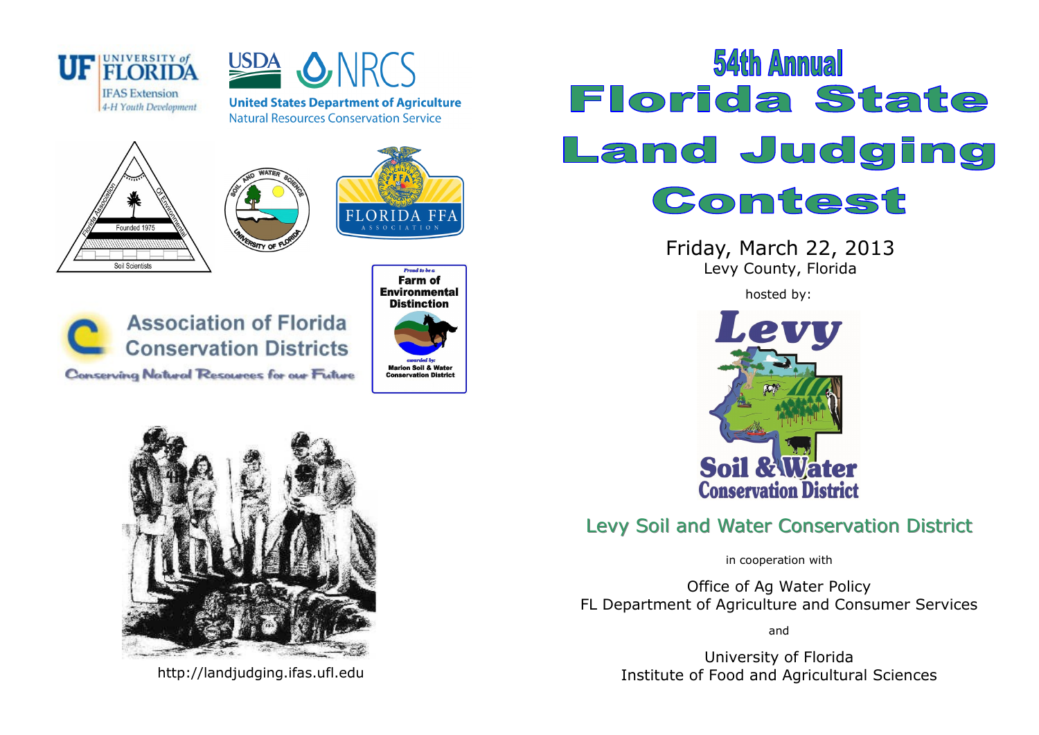http://landjudging.ifas.ufl.edu

# 54th Annual Florida State Land Judging Contest

Friday, March 22, 2013

Levy County, Florida

hosted by:

## Levy Soil and Water Conservation District

in cooperation with

Office of Ag Water Policy
FL Department of Agriculture and Consumer Services

and

University of Florida
Institute of Food and Agricultural Sciences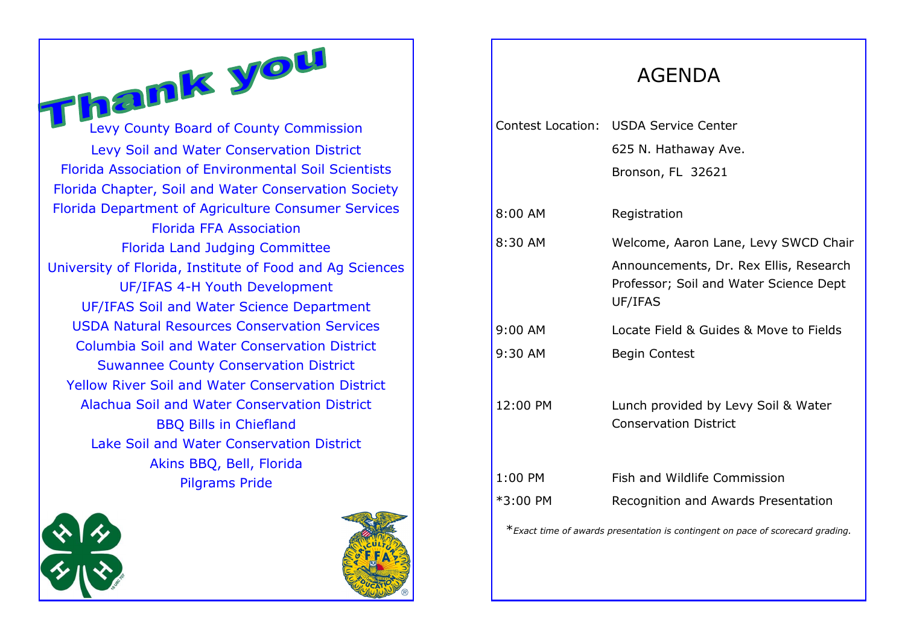# Thank you

Levy County Board of County Commission
Levy Soil and Water Conservation District
Florida Association of Environmental Soil Scientists
Florida Chapter, Soil and Water Conservation Society
Florida Department of Agriculture Consumer Services
Florida FFA Association
Florida Land Judging Committee
University of Florida, Institute of Food and Ag Sciences
UF/IFAS 4-H Youth Development
UF/IFAS Soil and Water Science Department
USDA Natural Resources Conservation Services
Columbia Soil and Water Conservation District
Suwannee County Conservation District
Yellow River Soil and Water Conservation District
Alachua Soil and Water Conservation District
BBQ Bills in Chiefland
Lake Soil and Water Conservation District
Akins BBQ, Bell, Florida
Pilgrams Pride

# AGENDA

| | |
|---|---|
| Contest Location: | USDA Service Center<br>625 N. Hathaway Ave.<br>Bronson, FL 32621 |
| 8:00 AM | Registration |
| 8:30 AM | Welcome, Aaron Lane, Levy SWCD Chair<br>Announcements, Dr. Rex Ellis, Research Professor; Soil and Water Science Dept UF/IFAS |
| 9:00 AM | Locate Field & Guides & Move to Fields |
| 9:30 AM | Begin Contest |
| 12:00 PM | Lunch provided by Levy Soil & Water Conservation District |
| 1:00 PM | Fish and Wildlife Commission |
| *3:00 PM | Recognition and Awards Presentation |

**Exact time of awards presentation is contingent on pace of scorecard grading.*